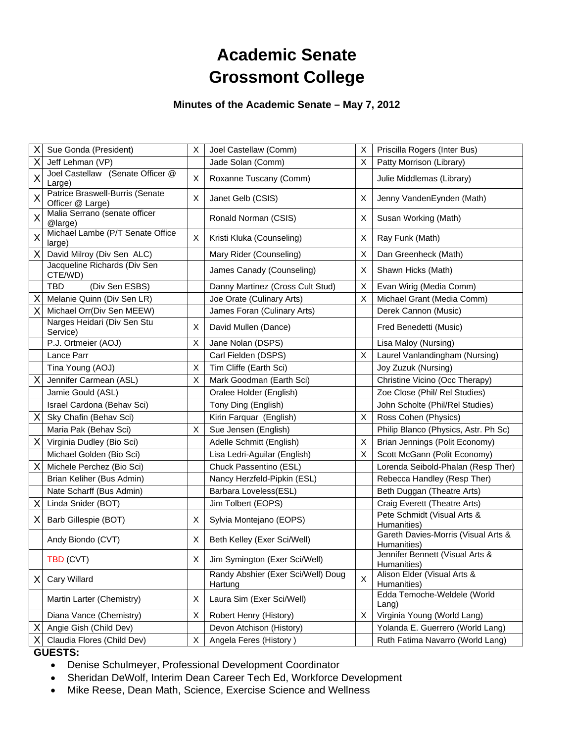# Academic Senate
# Grossmont College

### Minutes of the Academic Senate – May 7, 2012

| | | | | | |
|---|---|---|---|---|---|
| X | Sue Gonda (President) | X | Joel Castellaw (Comm) | X | Priscilla Rogers (Inter Bus) |
| X | Jeff Lehman (VP) | | Jade Solan (Comm) | X | Patty Morrison (Library) |
| X | Joel Castellaw (Senate Officer @ Large) | X | Roxanne Tuscany (Comm) | | Julie Middlemas (Library) |
| X | Patrice Braswell-Burris (Senate Officer @ Large) | X | Janet Gelb (CSIS) | X | Jenny VandenEynden (Math) |
| X | Malia Serrano (senate officer @large) | | Ronald Norman (CSIS) | X | Susan Working (Math) |
| X | Michael Lambe (P/T Senate Office large) | X | Kristi Kluka (Counseling) | X | Ray Funk (Math) |
| X | David Milroy (Div Sen ALC) | | Mary Rider (Counseling) | X | Dan Greenheck (Math) |
| | Jacqueline Richards (Div Sen CTE/WD) | | James Canady (Counseling) | X | Shawn Hicks (Math) |
| | TBD (Div Sen ESBS) | | Danny Martinez (Cross Cult Stud) | X | Evan Wirig (Media Comm) |
| X | Melanie Quinn (Div Sen LR) | | Joe Orate (Culinary Arts) | X | Michael Grant (Media Comm) |
| X | Michael Orr(Div Sen MEEW) | | James Foran (Culinary Arts) | | Derek Cannon (Music) |
| | Narges Heidari (Div Sen Stu Service) | X | David Mullen (Dance) | | Fred Benedetti (Music) |
| | P.J. Ortmeier (AOJ) | X | Jane Nolan (DSPS) | | Lisa Maloy (Nursing) |
| | Lance Parr | | Carl Fielden (DSPS) | X | Laurel Vanlandingham (Nursing) |
| | Tina Young (AOJ) | X | Tim Cliffe (Earth Sci) | | Joy Zuzuk (Nursing) |
| X | Jennifer Carmean (ASL) | X | Mark Goodman (Earth Sci) | | Christine Vicino (Occ Therapy) |
| | Jamie Gould (ASL) | | Oralee Holder (English) | | Zoe Close (Phil/ Rel Studies) |
| | Israel Cardona (Behav Sci) | | Tony Ding (English) | | John Scholte (Phil/Rel Studies) |
| X | Sky Chafin (Behav Sci) | | Kirin Farquar (English) | X | Ross Cohen (Physics) |
| | Maria Pak (Behav Sci) | X | Sue Jensen (English) | | Philip Blanco (Physics, Astr. Ph Sc) |
| X | Virginia Dudley (Bio Sci) | | Adelle Schmitt (English) | X | Brian Jennings (Polit Economy) |
| | Michael Golden (Bio Sci) | | Lisa Ledri-Aguilar (English) | X | Scott McGann (Polit Economy) |
| X | Michele Perchez (Bio Sci) | | Chuck Passentino (ESL) | | Lorenda Seibold-Phalan (Resp Ther) |
| | Brian Keliher (Bus Admin) | | Nancy Herzfeld-Pipkin (ESL) | | Rebecca Handley (Resp Ther) |
| | Nate Scharff (Bus Admin) | | Barbara Loveless(ESL) | | Beth Duggan (Theatre Arts) |
| X | Linda Snider (BOT) | | Jim Tolbert (EOPS) | | Craig Everett (Theatre Arts) |
| X | Barb Gillespie (BOT) | X | Sylvia Montejano (EOPS) | | Pete Schmidt (Visual Arts & Humanities) |
| | Andy Biondo (CVT) | X | Beth Kelley (Exer Sci/Well) | | Gareth Davies-Morris (Visual Arts & Humanities) |
| | TBD (CVT) | X | Jim Symington (Exer Sci/Well) | | Jennifer Bennett (Visual Arts & Humanities) |
| X | Cary Willard | | Randy Abshier (Exer Sci/Well) Doug Hartung | X | Alison Elder (Visual Arts & Humanities) |
| | Martin Larter (Chemistry) | X | Laura Sim (Exer Sci/Well) | | Edda Temoche-Weldele (World Lang) |
| | Diana Vance (Chemistry) | X | Robert Henry (History) | X | Virginia Young (World Lang) |
| X | Angie Gish (Child Dev) | | Devon Atchison (History) | | Yolanda E. Guerrero (World Lang) |
| X | Claudia Flores (Child Dev) | X | Angela Feres (History ) | | Ruth Fatima Navarro (World Lang) |

**GUESTS:**

- Denise Schulmeyer, Professional Development Coordinator
- Sheridan DeWolf, Interim Dean Career Tech Ed, Workforce Development
- Mike Reese, Dean Math, Science, Exercise Science and Wellness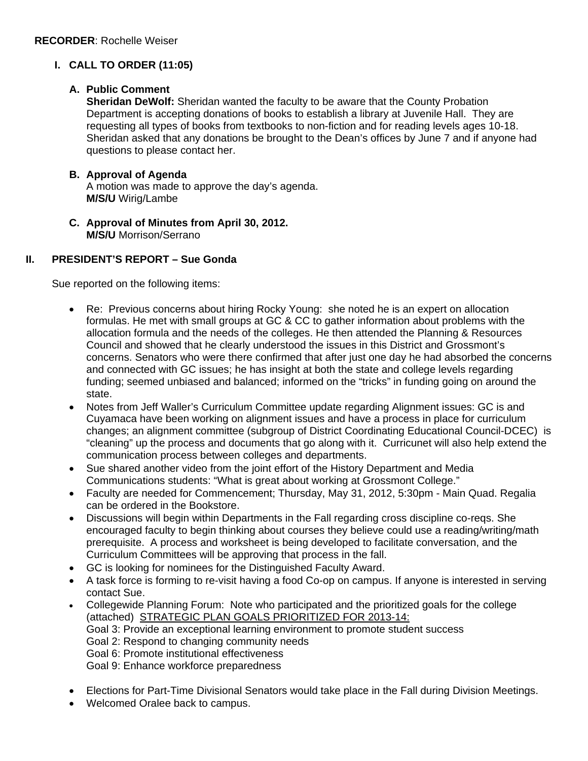**RECORDER**: Rochelle Weiser

## I. CALL TO ORDER (11:05)

### A. Public Comment

**Sheridan DeWolf:** Sheridan wanted the faculty to be aware that the County Probation Department is accepting donations of books to establish a library at Juvenile Hall. They are requesting all types of books from textbooks to non-fiction and for reading levels ages 10-18. Sheridan asked that any donations be brought to the Dean's offices by June 7 and if anyone had questions to please contact her.

### B. Approval of Agenda

A motion was made to approve the day's agenda.
**M/S/U** Wirig/Lambe

### C. Approval of Minutes from April 30, 2012.

**M/S/U** Morrison/Serrano

## II. PRESIDENT'S REPORT – Sue Gonda

Sue reported on the following items:

- Re: Previous concerns about hiring Rocky Young: she noted he is an expert on allocation formulas. He met with small groups at GC & CC to gather information about problems with the allocation formula and the needs of the colleges. He then attended the Planning & Resources Council and showed that he clearly understood the issues in this District and Grossmont's concerns. Senators who were there confirmed that after just one day he had absorbed the concerns and connected with GC issues; he has insight at both the state and college levels regarding funding; seemed unbiased and balanced; informed on the "tricks" in funding going on around the state.
- Notes from Jeff Waller's Curriculum Committee update regarding Alignment issues: GC is and Cuyamaca have been working on alignment issues and have a process in place for curriculum changes; an alignment committee (subgroup of District Coordinating Educational Council-DCEC) is "cleaning" up the process and documents that go along with it. Curricunet will also help extend the communication process between colleges and departments.
- Sue shared another video from the joint effort of the History Department and Media Communications students: "What is great about working at Grossmont College."
- Faculty are needed for Commencement; Thursday, May 31, 2012, 5:30pm - Main Quad. Regalia can be ordered in the Bookstore.
- Discussions will begin within Departments in the Fall regarding cross discipline co-reqs. She encouraged faculty to begin thinking about courses they believe could use a reading/writing/math prerequisite. A process and worksheet is being developed to facilitate conversation, and the Curriculum Committees will be approving that process in the fall.
- GC is looking for nominees for the Distinguished Faculty Award.
- A task force is forming to re-visit having a food Co-op on campus. If anyone is interested in serving contact Sue.
- Collegewide Planning Forum: Note who participated and the prioritized goals for the college (attached) <u>STRATEGIC PLAN GOALS PRIORITIZED FOR 2013-14:</u>
  Goal 3: Provide an exceptional learning environment to promote student success
  Goal 2: Respond to changing community needs
  Goal 6: Promote institutional effectiveness
  Goal 9: Enhance workforce preparedness
- Elections for Part-Time Divisional Senators would take place in the Fall during Division Meetings.
- Welcomed Oralee back to campus.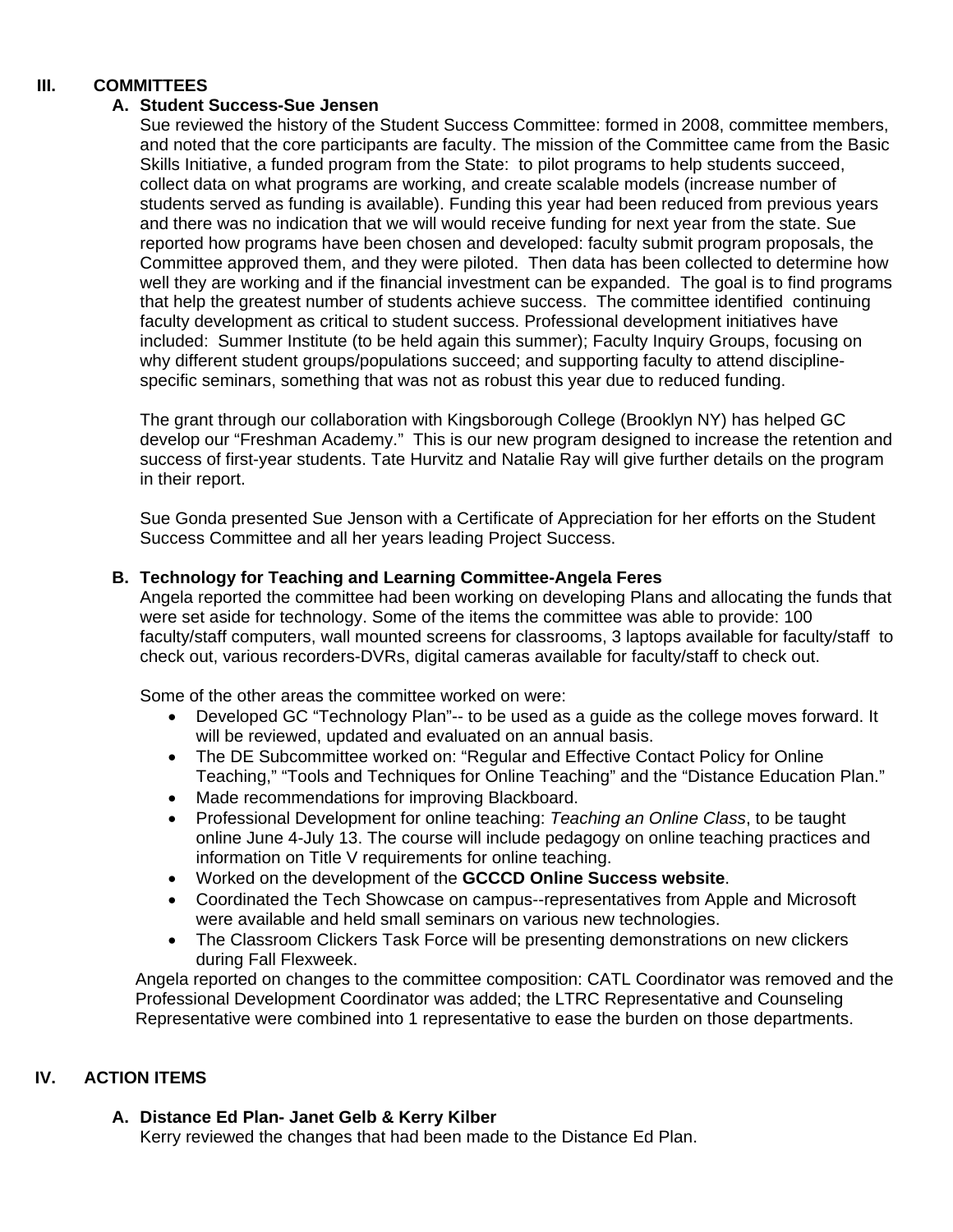## III. COMMITTEES

### A. Student Success-Sue Jensen

Sue reviewed the history of the Student Success Committee: formed in 2008, committee members, and noted that the core participants are faculty. The mission of the Committee came from the Basic Skills Initiative, a funded program from the State: to pilot programs to help students succeed, collect data on what programs are working, and create scalable models (increase number of students served as funding is available). Funding this year had been reduced from previous years and there was no indication that we will would receive funding for next year from the state. Sue reported how programs have been chosen and developed: faculty submit program proposals, the Committee approved them, and they were piloted. Then data has been collected to determine how well they are working and if the financial investment can be expanded. The goal is to find programs that help the greatest number of students achieve success. The committee identified continuing faculty development as critical to student success. Professional development initiatives have included: Summer Institute (to be held again this summer); Faculty Inquiry Groups, focusing on why different student groups/populations succeed; and supporting faculty to attend discipline-specific seminars, something that was not as robust this year due to reduced funding.

The grant through our collaboration with Kingsborough College (Brooklyn NY) has helped GC develop our "Freshman Academy." This is our new program designed to increase the retention and success of first-year students. Tate Hurvitz and Natalie Ray will give further details on the program in their report.

Sue Gonda presented Sue Jenson with a Certificate of Appreciation for her efforts on the Student Success Committee and all her years leading Project Success.

### B. Technology for Teaching and Learning Committee-Angela Feres

Angela reported the committee had been working on developing Plans and allocating the funds that were set aside for technology. Some of the items the committee was able to provide: 100 faculty/staff computers, wall mounted screens for classrooms, 3 laptops available for faculty/staff to check out, various recorders-DVRs, digital cameras available for faculty/staff to check out.

Some of the other areas the committee worked on were:

- Developed GC "Technology Plan"-- to be used as a guide as the college moves forward. It will be reviewed, updated and evaluated on an annual basis.
- The DE Subcommittee worked on: "Regular and Effective Contact Policy for Online Teaching," "Tools and Techniques for Online Teaching" and the "Distance Education Plan."
- Made recommendations for improving Blackboard.
- Professional Development for online teaching: *Teaching an Online Class*, to be taught online June 4-July 13. The course will include pedagogy on online teaching practices and information on Title V requirements for online teaching.
- Worked on the development of the **GCCCD Online Success website**.
- Coordinated the Tech Showcase on campus--representatives from Apple and Microsoft were available and held small seminars on various new technologies.
- The Classroom Clickers Task Force will be presenting demonstrations on new clickers during Fall Flexweek.

Angela reported on changes to the committee composition: CATL Coordinator was removed and the Professional Development Coordinator was added; the LTRC Representative and Counseling Representative were combined into 1 representative to ease the burden on those departments.

## IV. ACTION ITEMS

### A. Distance Ed Plan- Janet Gelb & Kerry Kilber

Kerry reviewed the changes that had been made to the Distance Ed Plan.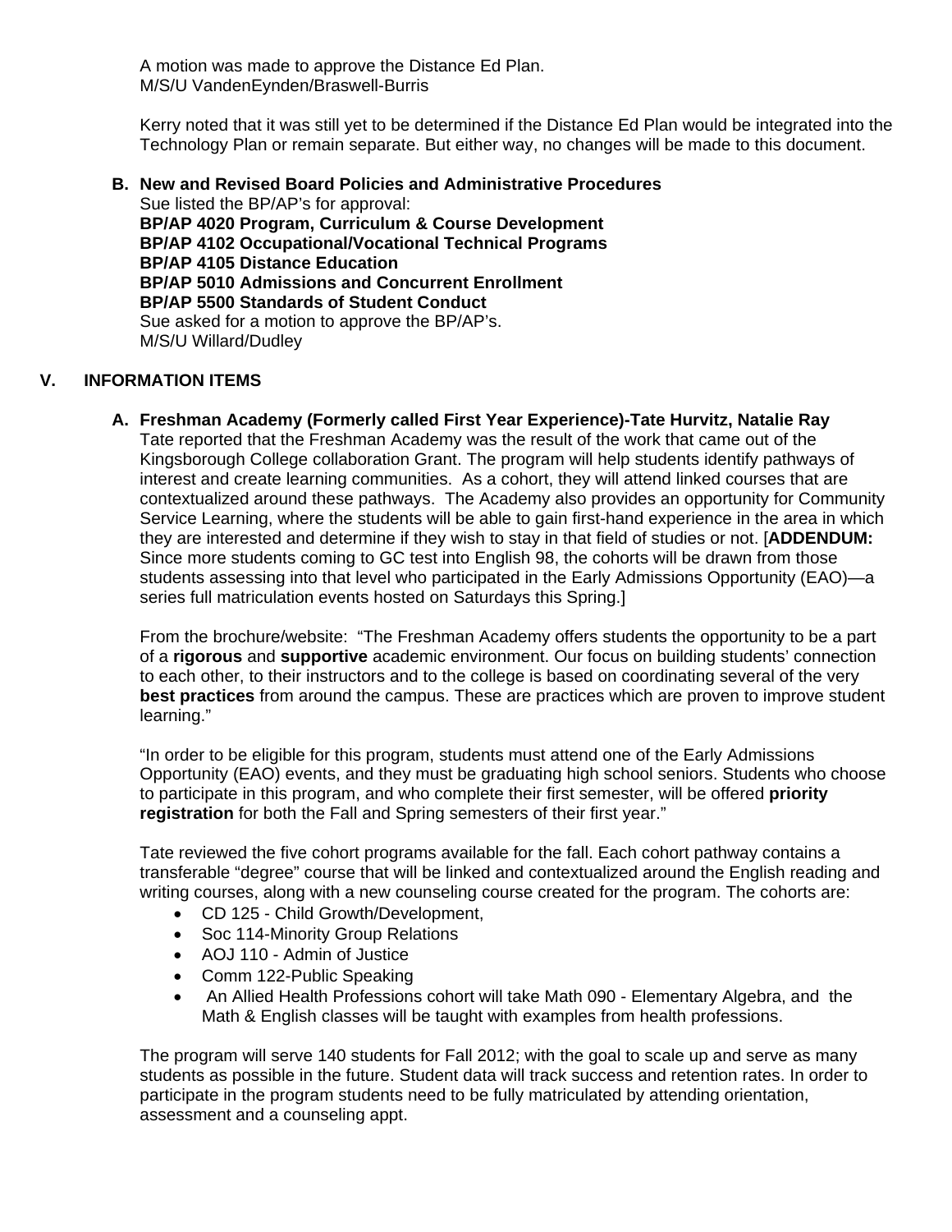A motion was made to approve the Distance Ed Plan.
M/S/U VandenEynden/Braswell-Burris

Kerry noted that it was still yet to be determined if the Distance Ed Plan would be integrated into the Technology Plan or remain separate. But either way, no changes will be made to this document.

**B. New and Revised Board Policies and Administrative Procedures**

Sue listed the BP/AP's for approval:
**BP/AP 4020 Program, Curriculum & Course Development**
**BP/AP 4102 Occupational/Vocational Technical Programs**
**BP/AP 4105 Distance Education**
**BP/AP 5010 Admissions and Concurrent Enrollment**
**BP/AP 5500 Standards of Student Conduct**
Sue asked for a motion to approve the BP/AP's.
M/S/U Willard/Dudley

## V. INFORMATION ITEMS

**A. Freshman Academy (Formerly called First Year Experience)-Tate Hurvitz, Natalie Ray**

Tate reported that the Freshman Academy was the result of the work that came out of the Kingsborough College collaboration Grant. The program will help students identify pathways of interest and create learning communities. As a cohort, they will attend linked courses that are contextualized around these pathways. The Academy also provides an opportunity for Community Service Learning, where the students will be able to gain first-hand experience in the area in which they are interested and determine if they wish to stay in that field of studies or not. [**ADDENDUM:** Since more students coming to GC test into English 98, the cohorts will be drawn from those students assessing into that level who participated in the Early Admissions Opportunity (EAO)—a series full matriculation events hosted on Saturdays this Spring.]

From the brochure/website: "The Freshman Academy offers students the opportunity to be a part of a **rigorous** and **supportive** academic environment. Our focus on building students' connection to each other, to their instructors and to the college is based on coordinating several of the very **best practices** from around the campus. These are practices which are proven to improve student learning."

"In order to be eligible for this program, students must attend one of the Early Admissions Opportunity (EAO) events, and they must be graduating high school seniors. Students who choose to participate in this program, and who complete their first semester, will be offered **priority registration** for both the Fall and Spring semesters of their first year."

Tate reviewed the five cohort programs available for the fall. Each cohort pathway contains a transferable "degree" course that will be linked and contextualized around the English reading and writing courses, along with a new counseling course created for the program. The cohorts are:

- CD 125 - Child Growth/Development,
- Soc 114-Minority Group Relations
- AOJ 110 - Admin of Justice
- Comm 122-Public Speaking
- An Allied Health Professions cohort will take Math 090 - Elementary Algebra, and the Math & English classes will be taught with examples from health professions.

The program will serve 140 students for Fall 2012; with the goal to scale up and serve as many students as possible in the future. Student data will track success and retention rates. In order to participate in the program students need to be fully matriculated by attending orientation, assessment and a counseling appt.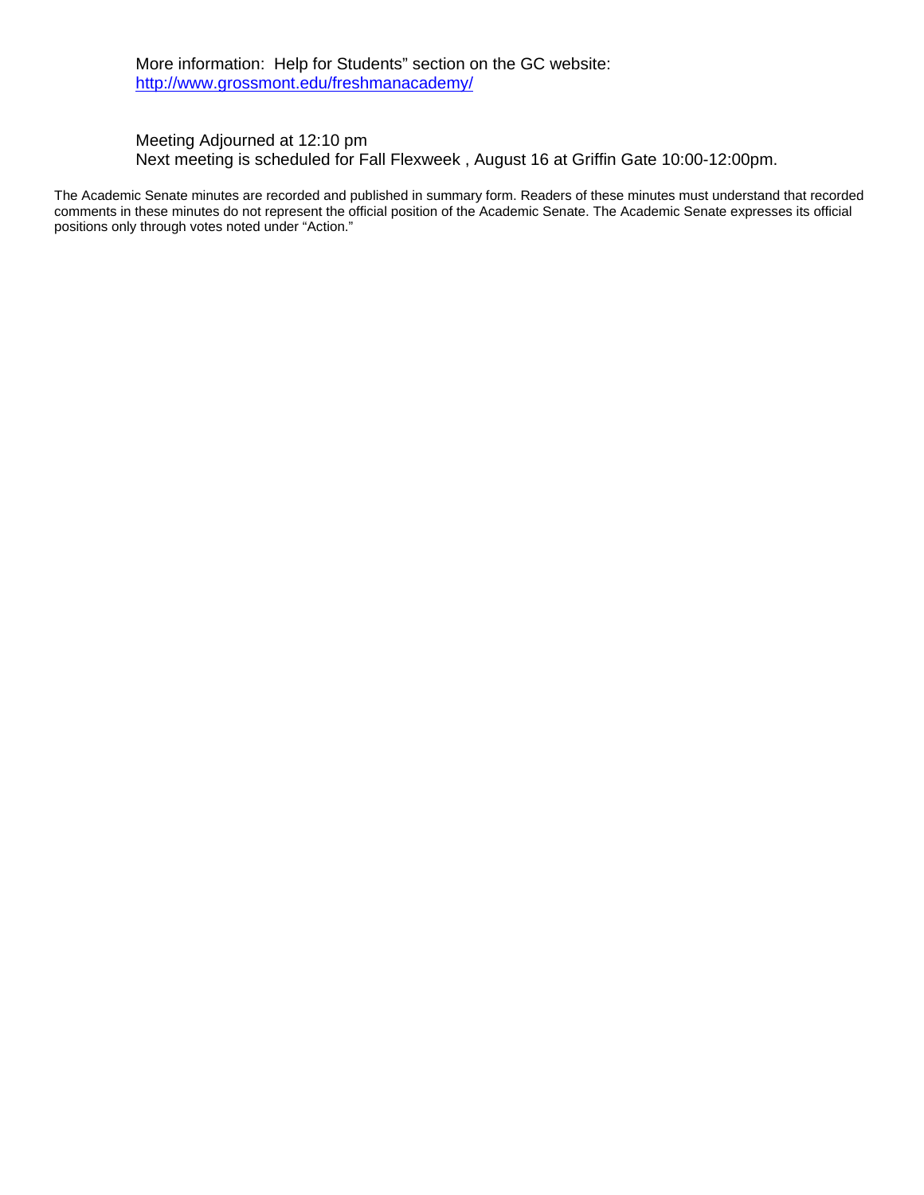More information: Help for Students" section on the GC website:
[http://www.grossmont.edu/freshmanacademy/](http://www.grossmont.edu/freshmanacademy/)

Meeting Adjourned at 12:10 pm
Next meeting is scheduled for Fall Flexweek , August 16 at Griffin Gate 10:00-12:00pm.

The Academic Senate minutes are recorded and published in summary form. Readers of these minutes must understand that recorded comments in these minutes do not represent the official position of the Academic Senate. The Academic Senate expresses its official positions only through votes noted under "Action."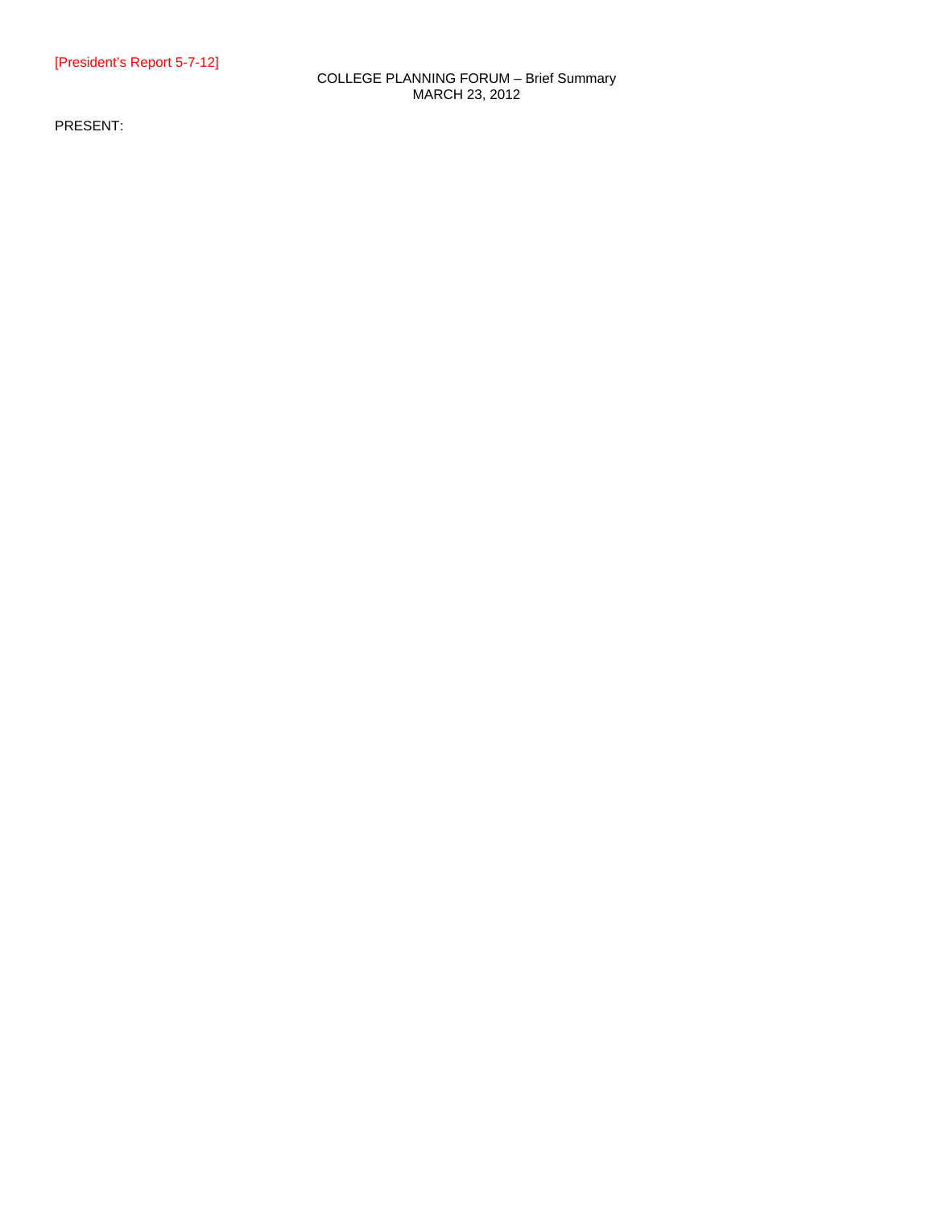[President's Report 5-7-12]

COLLEGE PLANNING FORUM – Brief Summary
MARCH 23, 2012

PRESENT: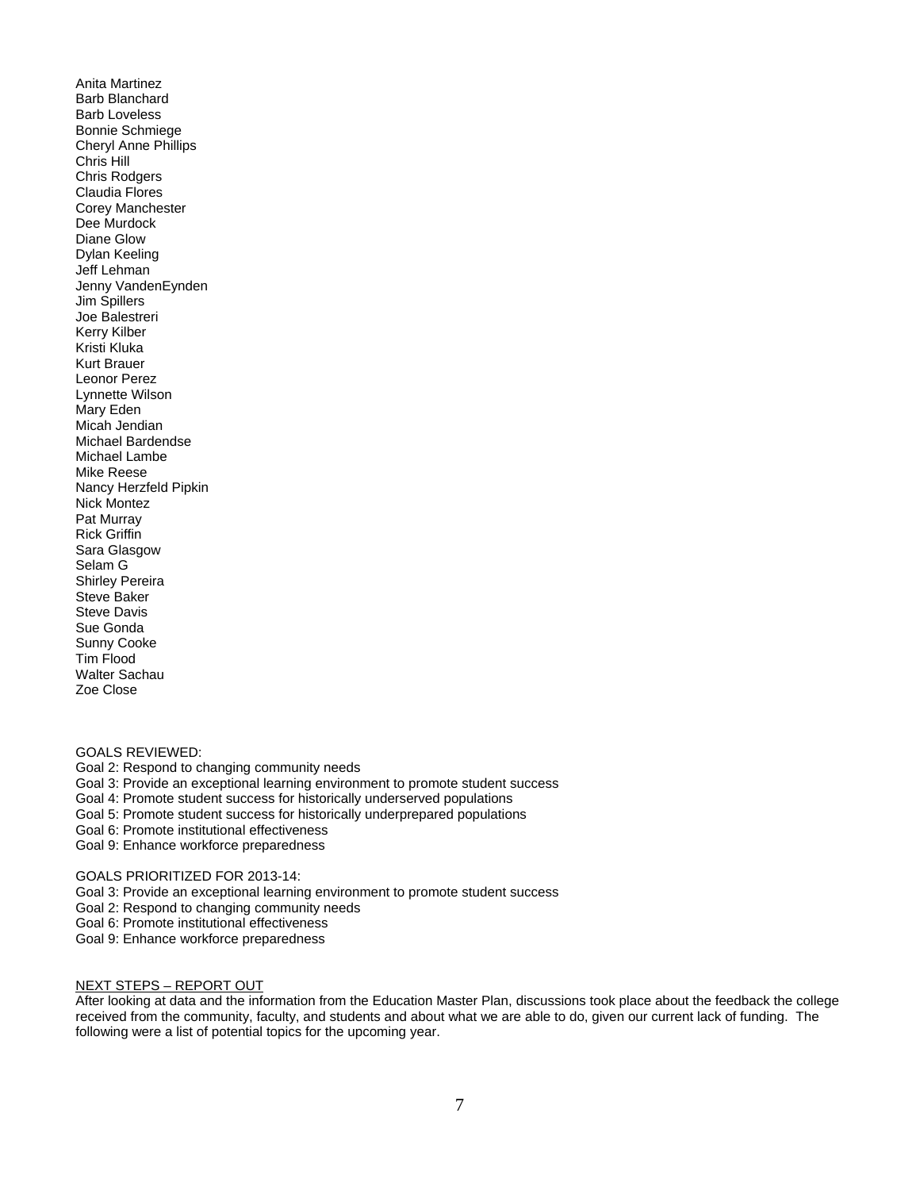Anita Martinez
Barb Blanchard
Barb Loveless
Bonnie Schmiege
Cheryl Anne Phillips
Chris Hill
Chris Rodgers
Claudia Flores
Corey Manchester
Dee Murdock
Diane Glow
Dylan Keeling
Jeff Lehman
Jenny VandenEynden
Jim Spillers
Joe Balestreri
Kerry Kilber
Kristi Kluka
Kurt Brauer
Leonor Perez
Lynnette Wilson
Mary Eden
Micah Jendian
Michael Bardendse
Michael Lambe
Mike Reese
Nancy Herzfeld Pipkin
Nick Montez
Pat Murray
Rick Griffin
Sara Glasgow
Selam G
Shirley Pereira
Steve Baker
Steve Davis
Sue Gonda
Sunny Cooke
Tim Flood
Walter Sachau
Zoe Close

GOALS REVIEWED:
Goal 2: Respond to changing community needs
Goal 3: Provide an exceptional learning environment to promote student success
Goal 4: Promote student success for historically underserved populations
Goal 5: Promote student success for historically underprepared populations
Goal 6: Promote institutional effectiveness
Goal 9: Enhance workforce preparedness

GOALS PRIORITIZED FOR 2013-14:
Goal 3: Provide an exceptional learning environment to promote student success
Goal 2: Respond to changing community needs
Goal 6: Promote institutional effectiveness
Goal 9: Enhance workforce preparedness

<u>NEXT STEPS – REPORT OUT</u>
After looking at data and the information from the Education Master Plan, discussions took place about the feedback the college received from the community, faculty, and students and about what we are able to do, given our current lack of funding. The following were a list of potential topics for the upcoming year.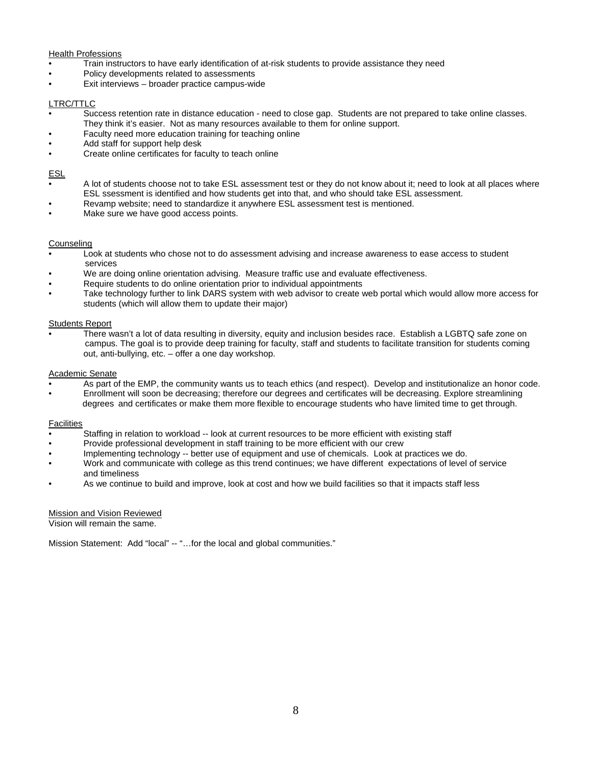Health Professions

- Train instructors to have early identification of at-risk students to provide assistance they need
- Policy developments related to assessments
- Exit interviews – broader practice campus-wide

LTRC/TTLC

- Success retention rate in distance education - need to close gap. Students are not prepared to take online classes. They think it's easier. Not as many resources available to them for online support.
- Faculty need more education training for teaching online
- Add staff for support help desk
- Create online certificates for faculty to teach online

ESL

- A lot of students choose not to take ESL assessment test or they do not know about it; need to look at all places where ESL ssessment is identified and how students get into that, and who should take ESL assessment.
- Revamp website; need to standardize it anywhere ESL assessment test is mentioned.
- Make sure we have good access points.

Counseling

- Look at students who chose not to do assessment advising and increase awareness to ease access to student services
- We are doing online orientation advising. Measure traffic use and evaluate effectiveness.
- Require students to do online orientation prior to individual appointments
- Take technology further to link DARS system with web advisor to create web portal which would allow more access for students (which will allow them to update their major)

Students Report

- There wasn't a lot of data resulting in diversity, equity and inclusion besides race. Establish a LGBTQ safe zone on campus. The goal is to provide deep training for faculty, staff and students to facilitate transition for students coming out, anti-bullying, etc. – offer a one day workshop.

Academic Senate

- As part of the EMP, the community wants us to teach ethics (and respect). Develop and institutionalize an honor code.
- Enrollment will soon be decreasing; therefore our degrees and certificates will be decreasing. Explore streamlining degrees and certificates or make them more flexible to encourage students who have limited time to get through.

Facilities

- Staffing in relation to workload -- look at current resources to be more efficient with existing staff
- Provide professional development in staff training to be more efficient with our crew
- Implementing technology -- better use of equipment and use of chemicals. Look at practices we do.
- Work and communicate with college as this trend continues; we have different expectations of level of service and timeliness
- As we continue to build and improve, look at cost and how we build facilities so that it impacts staff less

Mission and Vision Reviewed

Vision will remain the same.

Mission Statement: Add "local" -- "…for the local and global communities."